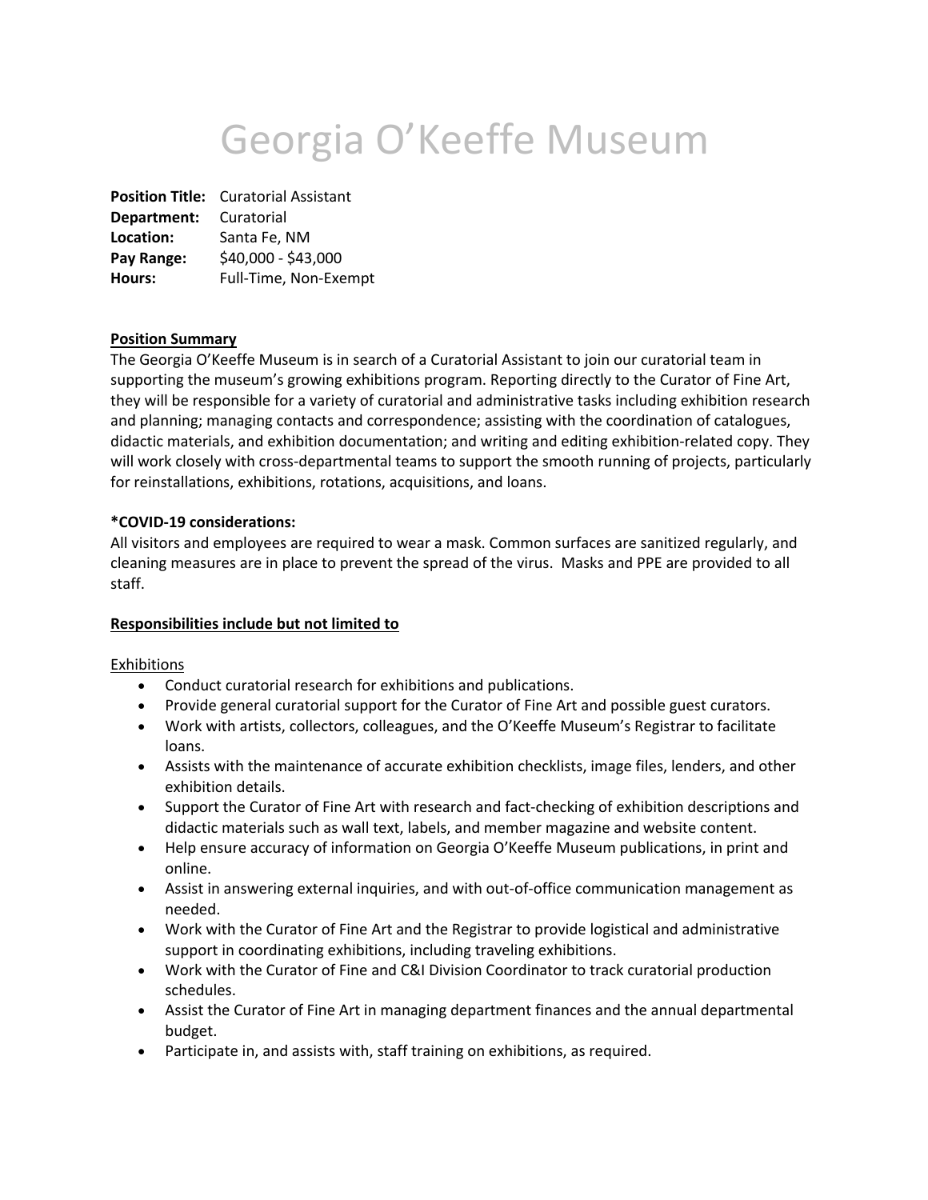# Georgia O'Keeffe Museum

**Position Title:** Curatorial Assistant
**Department:** Curatorial
**Location:** Santa Fe, NM
**Pay Range:** $40,000 - $43,000
**Hours:** Full-Time, Non-Exempt

**Position Summary**

The Georgia O'Keeffe Museum is in search of a Curatorial Assistant to join our curatorial team in supporting the museum's growing exhibitions program. Reporting directly to the Curator of Fine Art, they will be responsible for a variety of curatorial and administrative tasks including exhibition research and planning; managing contacts and correspondence; assisting with the coordination of catalogues, didactic materials, and exhibition documentation; and writing and editing exhibition-related copy. They will work closely with cross-departmental teams to support the smooth running of projects, particularly for reinstallations, exhibitions, rotations, acquisitions, and loans.

**\*COVID-19 considerations:**

All visitors and employees are required to wear a mask. Common surfaces are sanitized regularly, and cleaning measures are in place to prevent the spread of the virus. Masks and PPE are provided to all staff.

**Responsibilities include but not limited to**

Exhibitions

- Conduct curatorial research for exhibitions and publications.
- Provide general curatorial support for the Curator of Fine Art and possible guest curators.
- Work with artists, collectors, colleagues, and the O'Keeffe Museum's Registrar to facilitate loans.
- Assists with the maintenance of accurate exhibition checklists, image files, lenders, and other exhibition details.
- Support the Curator of Fine Art with research and fact-checking of exhibition descriptions and didactic materials such as wall text, labels, and member magazine and website content.
- Help ensure accuracy of information on Georgia O'Keeffe Museum publications, in print and online.
- Assist in answering external inquiries, and with out-of-office communication management as needed.
- Work with the Curator of Fine Art and the Registrar to provide logistical and administrative support in coordinating exhibitions, including traveling exhibitions.
- Work with the Curator of Fine and C&I Division Coordinator to track curatorial production schedules.
- Assist the Curator of Fine Art in managing department finances and the annual departmental budget.
- Participate in, and assists with, staff training on exhibitions, as required.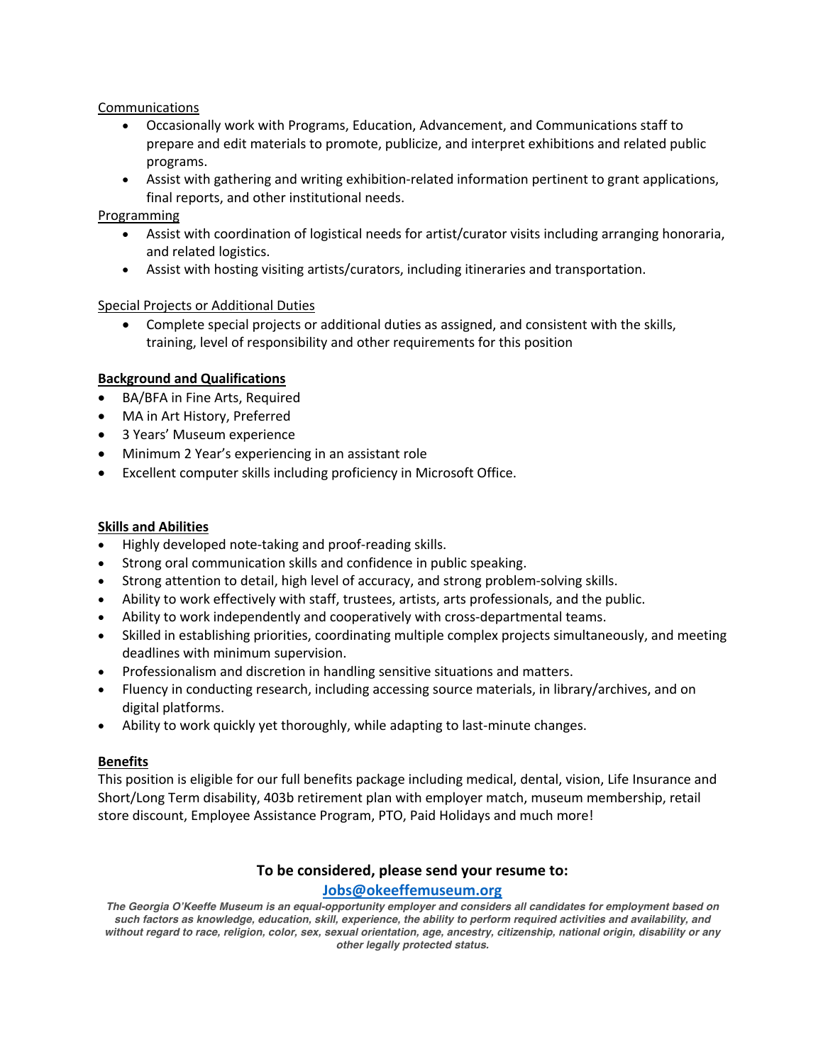Communications

- Occasionally work with Programs, Education, Advancement, and Communications staff to prepare and edit materials to promote, publicize, and interpret exhibitions and related public programs.
- Assist with gathering and writing exhibition-related information pertinent to grant applications, final reports, and other institutional needs.

Programming

- Assist with coordination of logistical needs for artist/curator visits including arranging honoraria, and related logistics.
- Assist with hosting visiting artists/curators, including itineraries and transportation.

Special Projects or Additional Duties

- Complete special projects or additional duties as assigned, and consistent with the skills, training, level of responsibility and other requirements for this position

**Background and Qualifications**

- BA/BFA in Fine Arts, Required
- MA in Art History, Preferred
- 3 Years' Museum experience
- Minimum 2 Year's experiencing in an assistant role
- Excellent computer skills including proficiency in Microsoft Office.

**Skills and Abilities**

- Highly developed note-taking and proof-reading skills.
- Strong oral communication skills and confidence in public speaking.
- Strong attention to detail, high level of accuracy, and strong problem-solving skills.
- Ability to work effectively with staff, trustees, artists, arts professionals, and the public.
- Ability to work independently and cooperatively with cross-departmental teams.
- Skilled in establishing priorities, coordinating multiple complex projects simultaneously, and meeting deadlines with minimum supervision.
- Professionalism and discretion in handling sensitive situations and matters.
- Fluency in conducting research, including accessing source materials, in library/archives, and on digital platforms.
- Ability to work quickly yet thoroughly, while adapting to last-minute changes.

**Benefits**

This position is eligible for our full benefits package including medical, dental, vision, Life Insurance and Short/Long Term disability, 403b retirement plan with employer match, museum membership, retail store discount, Employee Assistance Program, PTO, Paid Holidays and much more!

**To be considered, please send your resume to:**

**Jobs@okeeffemuseum.org**

***The Georgia O'Keeffe Museum is an equal-opportunity employer and considers all candidates for employment based on such factors as knowledge, education, skill, experience, the ability to perform required activities and availability, and without regard to race, religion, color, sex, sexual orientation, age, ancestry, citizenship, national origin, disability or any other legally protected status.***